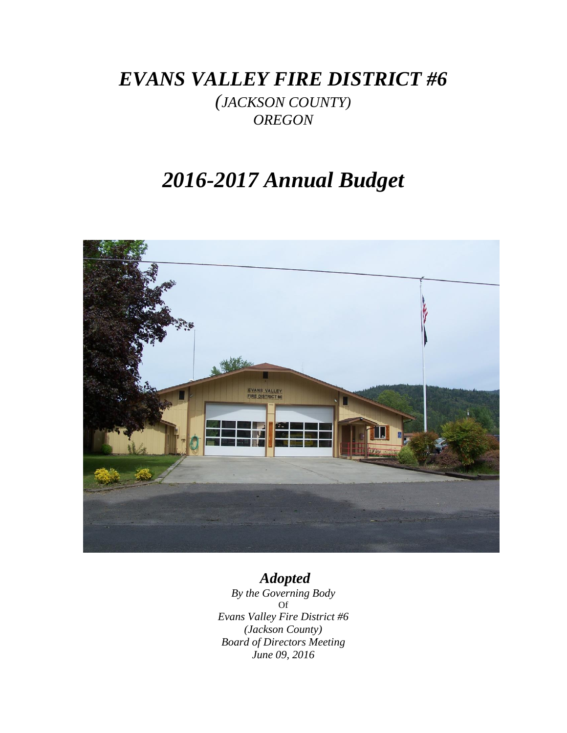# *EVANS VALLEY FIRE DISTRICT #6*

*(JACKSON COUNTY)*
*OREGON*

# *2016-2017 Annual Budget*

### *Adopted*

*By the Governing Body*
Of
*Evans Valley Fire District #6*
*(Jackson County)*
*Board of Directors Meeting*
*June 09, 2016*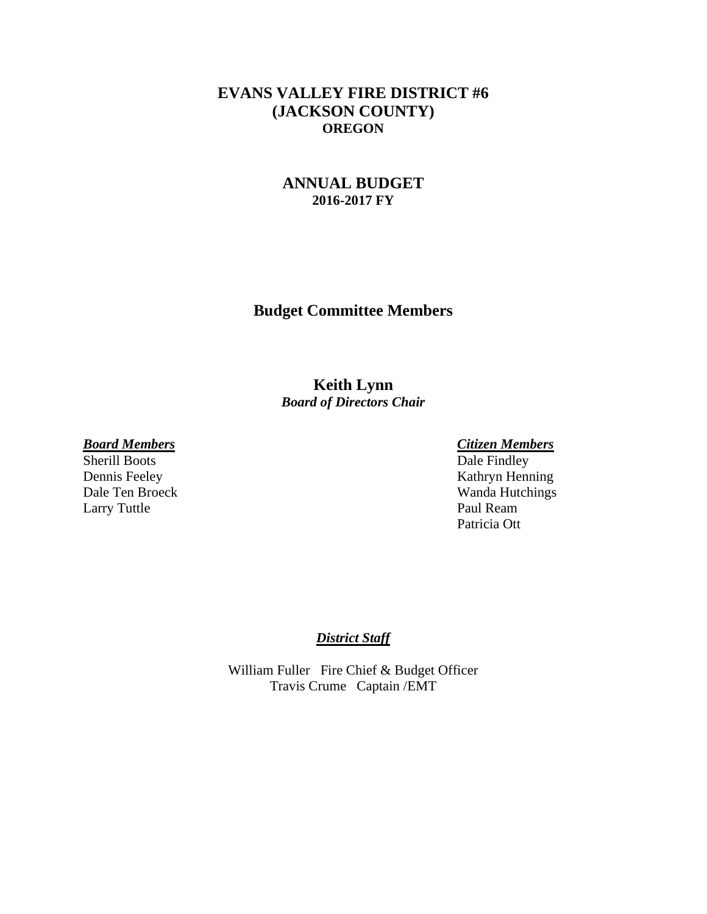# EVANS VALLEY FIRE DISTRICT #6
# (JACKSON COUNTY)
## OREGON

## ANNUAL BUDGET
### 2016-2017 FY

## Budget Committee Members

**Keith Lynn**
***Board of Directors Chair***

| ***Board Members*** | ***Citizen Members*** |
| --- | --- |
| Sherill Boots | Dale Findley |
| Dennis Feeley | Kathryn Henning |
| Dale Ten Broeck | Wanda Hutchings |
| Larry Tuttle | Paul Ream |
| | Patricia Ott |

***District Staff***

William Fuller Fire Chief & Budget Officer
Travis Crume Captain /EMT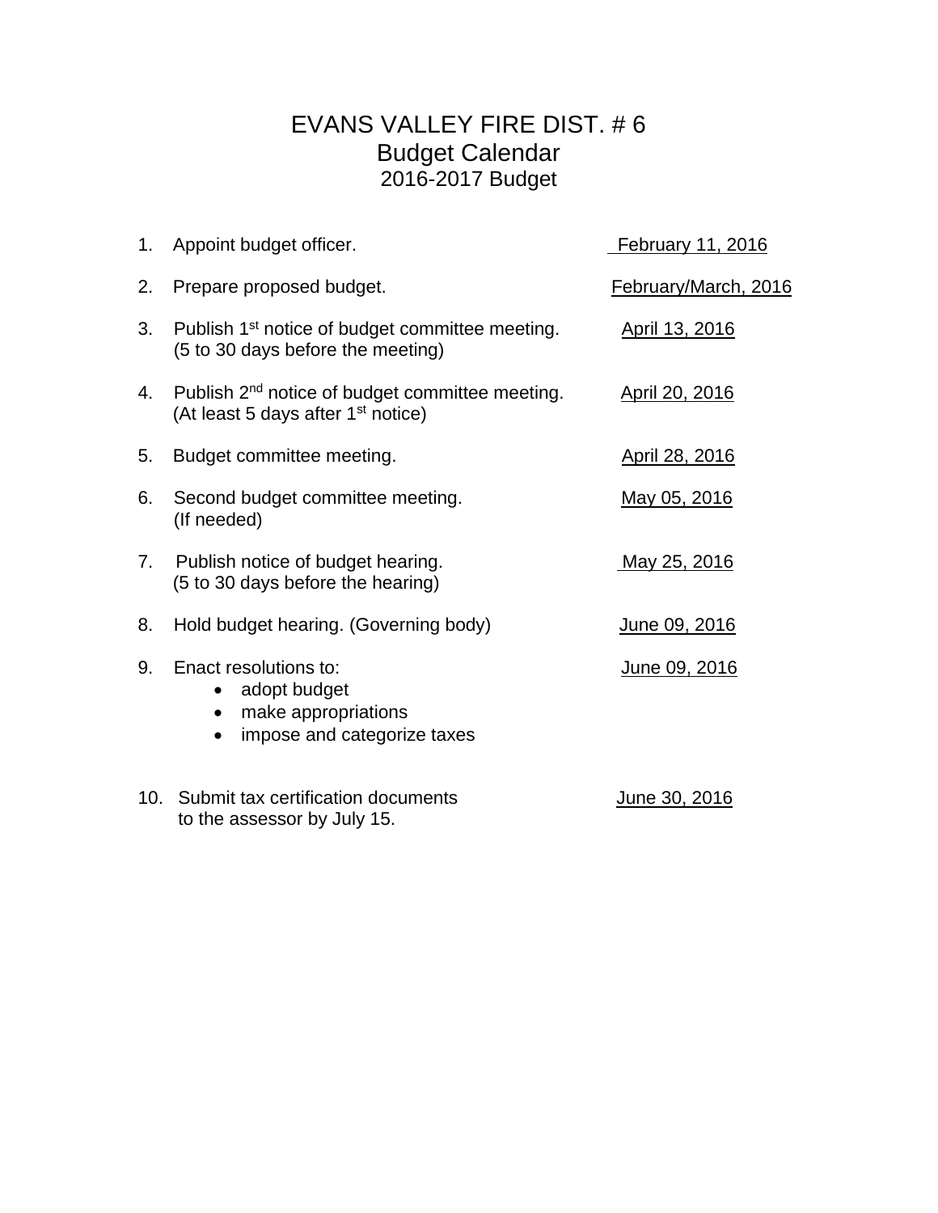# EVANS VALLEY FIRE DIST. # 6
## Budget Calendar
### 2016-2017 Budget

| | | |
|---|---|---|
| 1. | Appoint budget officer. | February 11, 2016 |
| 2. | Prepare proposed budget. | February/March, 2016 |
| 3. | Publish 1st notice of budget committee meeting. (5 to 30 days before the meeting) | April 13, 2016 |
| 4. | Publish 2nd notice of budget committee meeting. (At least 5 days after 1st notice) | April 20, 2016 |
| 5. | Budget committee meeting. | April 28, 2016 |
| 6. | Second budget committee meeting. (If needed) | May 05, 2016 |
| 7. | Publish notice of budget hearing. (5 to 30 days before the hearing) | May 25, 2016 |
| 8. | Hold budget hearing. (Governing body) | June 09, 2016 |
| 9. | Enact resolutions to: • adopt budget • make appropriations • impose and categorize taxes | June 09, 2016 |
| 10. | Submit tax certification documents to the assessor by July 15. | June 30, 2016 |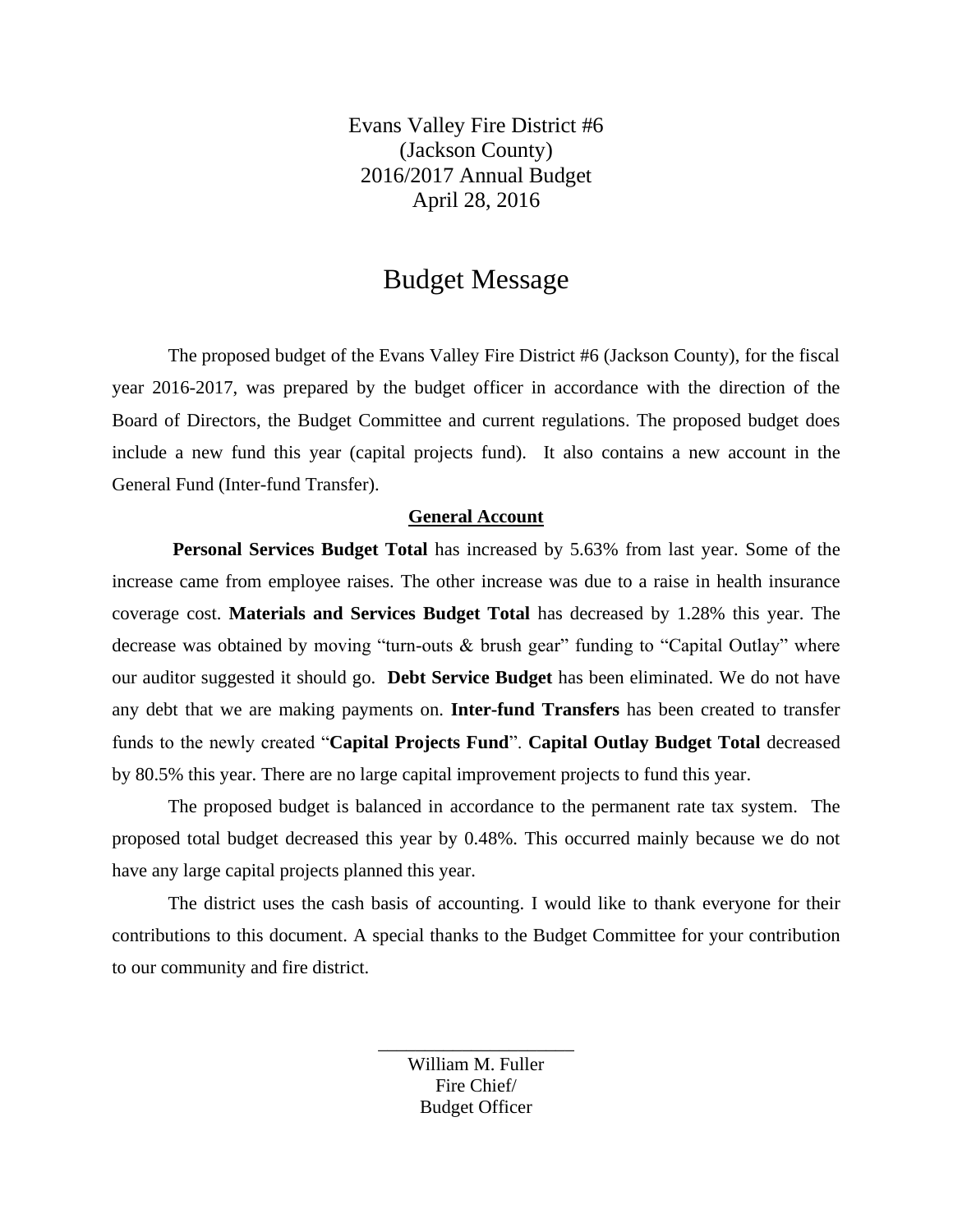Evans Valley Fire District #6
(Jackson County)
2016/2017 Annual Budget
April 28, 2016

# Budget Message

The proposed budget of the Evans Valley Fire District #6 (Jackson County), for the fiscal year 2016-2017, was prepared by the budget officer in accordance with the direction of the Board of Directors, the Budget Committee and current regulations. The proposed budget does include a new fund this year (capital projects fund). It also contains a new account in the General Fund (Inter-fund Transfer).

## General Account

**Personal Services Budget Total** has increased by 5.63% from last year. Some of the increase came from employee raises. The other increase was due to a raise in health insurance coverage cost. **Materials and Services Budget Total** has decreased by 1.28% this year. The decrease was obtained by moving "turn-outs & brush gear" funding to "Capital Outlay" where our auditor suggested it should go. **Debt Service Budget** has been eliminated. We do not have any debt that we are making payments on. **Inter-fund Transfers** has been created to transfer funds to the newly created "**Capital Projects Fund**". **Capital Outlay Budget Total** decreased by 80.5% this year. There are no large capital improvement projects to fund this year.

The proposed budget is balanced in accordance to the permanent rate tax system. The proposed total budget decreased this year by 0.48%. This occurred mainly because we do not have any large capital projects planned this year.

The district uses the cash basis of accounting. I would like to thank everyone for their contributions to this document. A special thanks to the Budget Committee for your contribution to our community and fire district.

\_\_\_\_\_\_\_\_\_\_\_\_\_\_\_\_\_\_\_\_

William M. Fuller
Fire Chief/
Budget Officer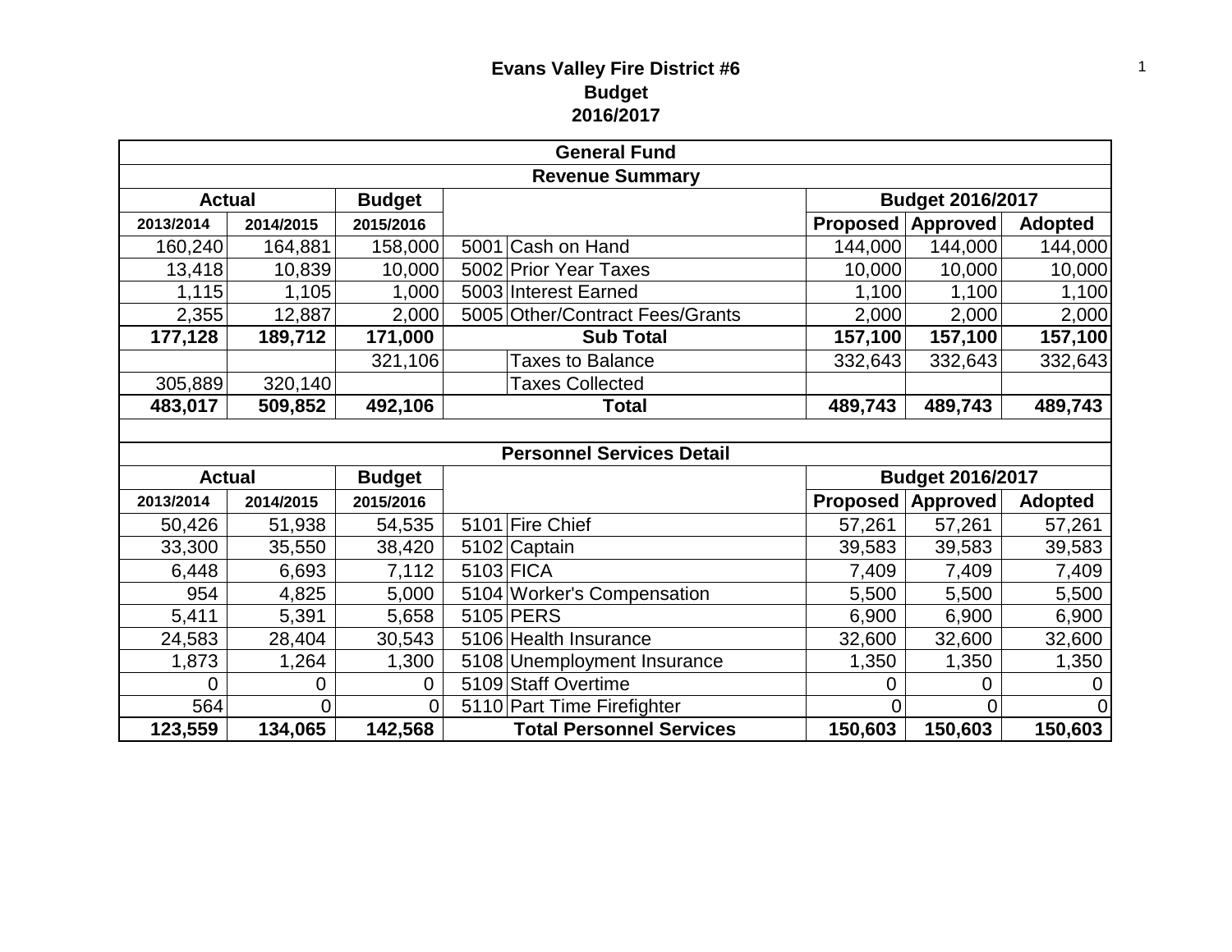# Evans Valley Fire District #6
## Budget
## 2016/2017

| General Fund | | | | | | | |
|---|---|---|---|---|---|---|---|
| **Revenue Summary** | | | | | | | |
| **Actual** | | **Budget** | | | **Budget 2016/2017** | | |
| **2013/2014** | **2014/2015** | **2015/2016** | | | **Proposed** | **Approved** | **Adopted** |
| 160,240 | 164,881 | 158,000 | 5001 | Cash on Hand | 144,000 | 144,000 | 144,000 |
| 13,418 | 10,839 | 10,000 | 5002 | Prior Year Taxes | 10,000 | 10,000 | 10,000 |
| 1,115 | 1,105 | 1,000 | 5003 | Interest Earned | 1,100 | 1,100 | 1,100 |
| 2,355 | 12,887 | 2,000 | 5005 | Other/Contract Fees/Grants | 2,000 | 2,000 | 2,000 |
| **177,128** | **189,712** | **171,000** | | **Sub Total** | **157,100** | **157,100** | **157,100** |
| | | 321,106 | | Taxes to Balance | 332,643 | 332,643 | 332,643 |
| 305,889 | 320,140 | | | Taxes Collected | | | |
| **483,017** | **509,852** | **492,106** | | **Total** | **489,743** | **489,743** | **489,743** |

| Personnel Services Detail | | | | | | | |
|---|---|---|---|---|---|---|---|
| **Actual** | | **Budget** | | | **Budget 2016/2017** | | |
| **2013/2014** | **2014/2015** | **2015/2016** | | | **Proposed** | **Approved** | **Adopted** |
| 50,426 | 51,938 | 54,535 | 5101 | Fire Chief | 57,261 | 57,261 | 57,261 |
| 33,300 | 35,550 | 38,420 | 5102 | Captain | 39,583 | 39,583 | 39,583 |
| 6,448 | 6,693 | 7,112 | 5103 | FICA | 7,409 | 7,409 | 7,409 |
| 954 | 4,825 | 5,000 | 5104 | Worker's Compensation | 5,500 | 5,500 | 5,500 |
| 5,411 | 5,391 | 5,658 | 5105 | PERS | 6,900 | 6,900 | 6,900 |
| 24,583 | 28,404 | 30,543 | 5106 | Health Insurance | 32,600 | 32,600 | 32,600 |
| 1,873 | 1,264 | 1,300 | 5108 | Unemployment Insurance | 1,350 | 1,350 | 1,350 |
| 0 | 0 | 0 | 5109 | Staff Overtime | 0 | 0 | 0 |
| 564 | 0 | 0 | 5110 | Part Time Firefighter | 0 | 0 | 0 |
| **123,559** | **134,065** | **142,568** | | **Total Personnel Services** | **150,603** | **150,603** | **150,603** |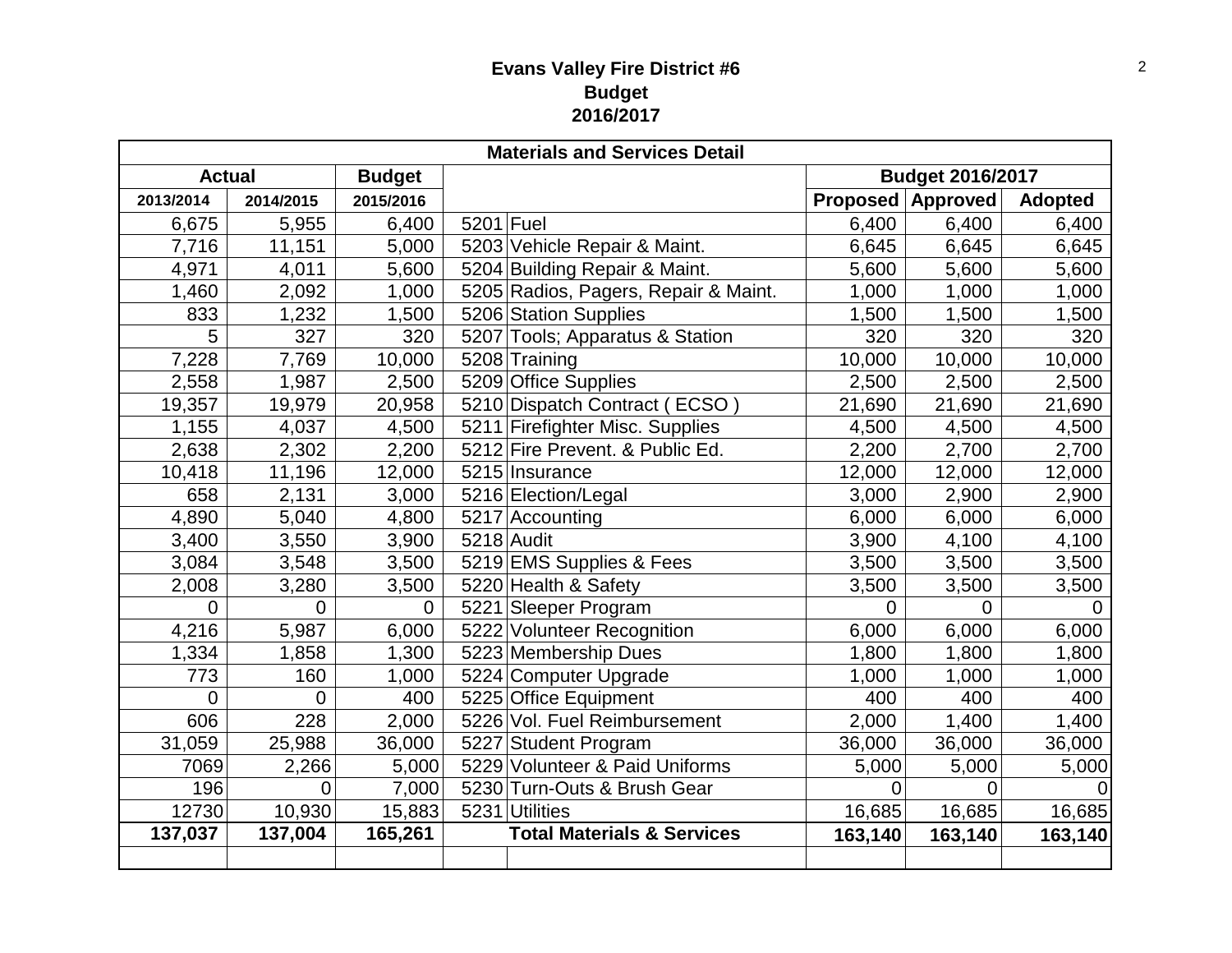**Evans Valley Fire District #6**
**Budget**
**2016/2017**

| Materials and Services Detail | | | | | | | |
|---|---|---|---|---|---|---|---|
| **Actual** | | **Budget** | | | **Budget 2016/2017** | | |
| **2013/2014** | **2014/2015** | **2015/2016** | | | **Proposed** | **Approved** | **Adopted** |
| 6,675 | 5,955 | 6,400 | 5201 | Fuel | 6,400 | 6,400 | 6,400 |
| 7,716 | 11,151 | 5,000 | 5203 | Vehicle Repair & Maint. | 6,645 | 6,645 | 6,645 |
| 4,971 | 4,011 | 5,600 | 5204 | Building Repair & Maint. | 5,600 | 5,600 | 5,600 |
| 1,460 | 2,092 | 1,000 | 5205 | Radios, Pagers, Repair & Maint. | 1,000 | 1,000 | 1,000 |
| 833 | 1,232 | 1,500 | 5206 | Station Supplies | 1,500 | 1,500 | 1,500 |
| 5 | 327 | 320 | 5207 | Tools; Apparatus & Station | 320 | 320 | 320 |
| 7,228 | 7,769 | 10,000 | 5208 | Training | 10,000 | 10,000 | 10,000 |
| 2,558 | 1,987 | 2,500 | 5209 | Office Supplies | 2,500 | 2,500 | 2,500 |
| 19,357 | 19,979 | 20,958 | 5210 | Dispatch Contract ( ECSO ) | 21,690 | 21,690 | 21,690 |
| 1,155 | 4,037 | 4,500 | 5211 | Firefighter Misc. Supplies | 4,500 | 4,500 | 4,500 |
| 2,638 | 2,302 | 2,200 | 5212 | Fire Prevent. & Public Ed. | 2,200 | 2,700 | 2,700 |
| 10,418 | 11,196 | 12,000 | 5215 | Insurance | 12,000 | 12,000 | 12,000 |
| 658 | 2,131 | 3,000 | 5216 | Election/Legal | 3,000 | 2,900 | 2,900 |
| 4,890 | 5,040 | 4,800 | 5217 | Accounting | 6,000 | 6,000 | 6,000 |
| 3,400 | 3,550 | 3,900 | 5218 | Audit | 3,900 | 4,100 | 4,100 |
| 3,084 | 3,548 | 3,500 | 5219 | EMS Supplies & Fees | 3,500 | 3,500 | 3,500 |
| 2,008 | 3,280 | 3,500 | 5220 | Health & Safety | 3,500 | 3,500 | 3,500 |
| 0 | 0 | 0 | 5221 | Sleeper Program | 0 | 0 | 0 |
| 4,216 | 5,987 | 6,000 | 5222 | Volunteer Recognition | 6,000 | 6,000 | 6,000 |
| 1,334 | 1,858 | 1,300 | 5223 | Membership Dues | 1,800 | 1,800 | 1,800 |
| 773 | 160 | 1,000 | 5224 | Computer Upgrade | 1,000 | 1,000 | 1,000 |
| 0 | 0 | 400 | 5225 | Office Equipment | 400 | 400 | 400 |
| 606 | 228 | 2,000 | 5226 | Vol. Fuel Reimbursement | 2,000 | 1,400 | 1,400 |
| 31,059 | 25,988 | 36,000 | 5227 | Student Program | 36,000 | 36,000 | 36,000 |
| 7069 | 2,266 | 5,000 | 5229 | Volunteer & Paid Uniforms | 5,000 | 5,000 | 5,000 |
| 196 | 0 | 7,000 | 5230 | Turn-Outs & Brush Gear | 0 | 0 | 0 |
| 12730 | 10,930 | 15,883 | 5231 | Utilities | 16,685 | 16,685 | 16,685 |
| **137,037** | **137,004** | **165,261** | | **Total Materials & Services** | **163,140** | **163,140** | **163,140** |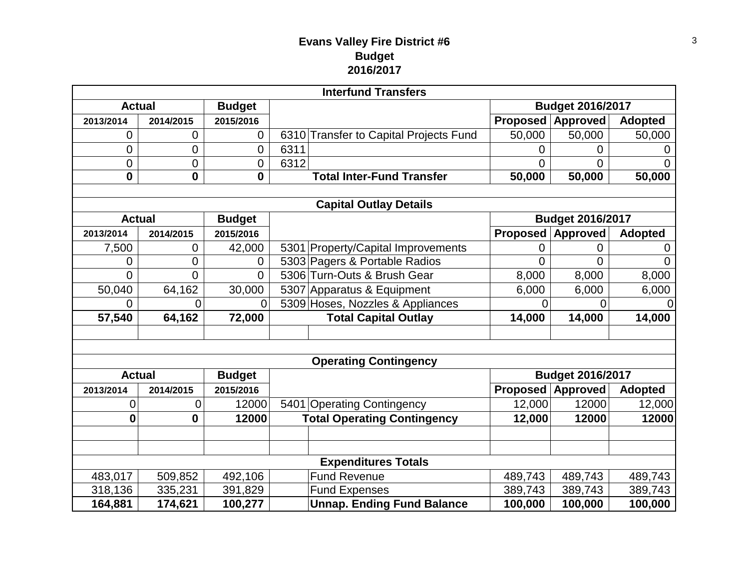# Evans Valley Fire District #6
## Budget
## 2016/2017

| Interfund Transfers | | | | | | | |
|---|---|---|---|---|---|---|---|
| Actual | | Budget | | | Budget 2016/2017 | | |
| 2013/2014 | 2014/2015 | 2015/2016 | | | Proposed | Approved | Adopted |
| 0 | 0 | 0 | 6310 | Transfer to Capital Projects Fund | 50,000 | 50,000 | 50,000 |
| 0 | 0 | 0 | 6311 | | 0 | 0 | 0 |
| 0 | 0 | 0 | 6312 | | 0 | 0 | 0 |
| **0** | **0** | **0** | | **Total Inter-Fund Transfer** | **50,000** | **50,000** | **50,000** |

| Capital Outlay Details | | | | | | | |
|---|---|---|---|---|---|---|---|
| Actual | | Budget | | | Budget 2016/2017 | | |
| 2013/2014 | 2014/2015 | 2015/2016 | | | Proposed | Approved | Adopted |
| 7,500 | 0 | 42,000 | 5301 | Property/Capital Improvements | 0 | 0 | 0 |
| 0 | 0 | 0 | 5303 | Pagers & Portable Radios | 0 | 0 | 0 |
| 0 | 0 | 0 | 5306 | Turn-Outs & Brush Gear | 8,000 | 8,000 | 8,000 |
| 50,040 | 64,162 | 30,000 | 5307 | Apparatus & Equipment | 6,000 | 6,000 | 6,000 |
| 0 | 0 | 0 | 5309 | Hoses, Nozzles & Appliances | 0 | 0 | 0 |
| **57,540** | **64,162** | **72,000** | | **Total Capital Outlay** | **14,000** | **14,000** | **14,000** |

| Operating Contingency | | | | | | | |
|---|---|---|---|---|---|---|---|
| Actual | | Budget | | | Budget 2016/2017 | | |
| 2013/2014 | 2014/2015 | 2015/2016 | | | Proposed | Approved | Adopted |
| 0 | 0 | 12000 | 5401 | Operating Contingency | 12,000 | 12000 | 12,000 |
| **0** | **0** | **12000** | | **Total Operating Contingency** | **12,000** | **12000** | **12000** |

| Expenditures Totals | | | | | | | |
|---|---|---|---|---|---|---|---|
| 483,017 | 509,852 | 492,106 | | Fund Revenue | 489,743 | 489,743 | 489,743 |
| 318,136 | 335,231 | 391,829 | | Fund Expenses | 389,743 | 389,743 | 389,743 |
| **164,881** | **174,621** | **100,277** | | **Unnap. Ending Fund Balance** | **100,000** | **100,000** | **100,000** |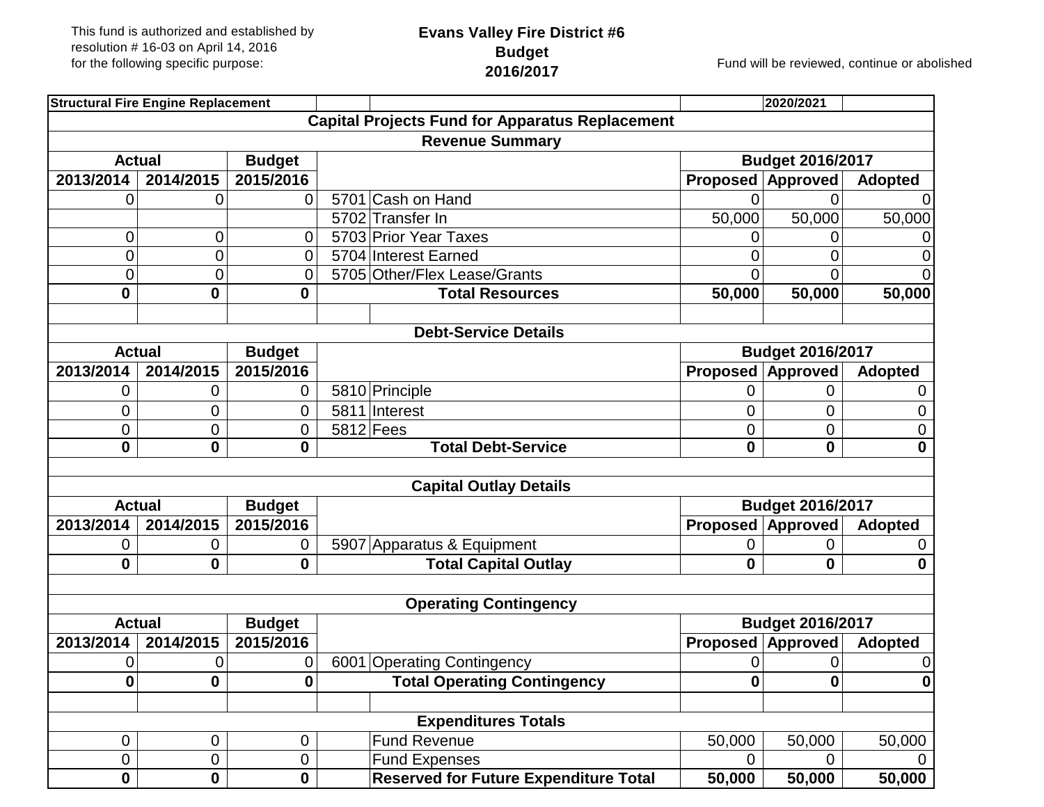This fund is authorized and established by resolution # 16-03 on April 14, 2016 for the following specific purpose:

**Evans Valley Fire District #6**
**Budget**
**2016/2017**

Fund will be reviewed, continue or abolished

| **Structural Fire Engine Replacement** | | | | | | **2020/2021** | |
|---|---|---|---|---|---|---|---|
| **Capital Projects Fund for Apparatus Replacement** | | | | | | | |
| **Revenue Summary** | | | | | | | |
| **Actual** | | **Budget** | | | **Budget 2016/2017** | | |
| **2013/2014** | **2014/2015** | **2015/2016** | | | **Proposed** | **Approved** | **Adopted** |
| 0 | 0 | 0 | 5701 | Cash on Hand | 0 | 0 | 0 |
| | | | 5702 | Transfer In | 50,000 | 50,000 | 50,000 |
| 0 | 0 | 0 | 5703 | Prior Year Taxes | 0 | 0 | 0 |
| 0 | 0 | 0 | 5704 | Interest Earned | 0 | 0 | 0 |
| 0 | 0 | 0 | 5705 | Other/Flex Lease/Grants | 0 | 0 | 0 |
| **0** | **0** | **0** | | **Total Resources** | **50,000** | **50,000** | **50,000** |
| | | | | | | | |
| **Debt-Service Details** | | | | | | | |
| **Actual** | | **Budget** | | | **Budget 2016/2017** | | |
| **2013/2014** | **2014/2015** | **2015/2016** | | | **Proposed** | **Approved** | **Adopted** |
| 0 | 0 | 0 | 5810 | Principle | 0 | 0 | 0 |
| 0 | 0 | 0 | 5811 | Interest | 0 | 0 | 0 |
| 0 | 0 | 0 | 5812 | Fees | 0 | 0 | 0 |
| **0** | **0** | **0** | | **Total Debt-Service** | **0** | **0** | **0** |
| | | | | | | | |
| **Capital Outlay Details** | | | | | | | |
| **Actual** | | **Budget** | | | **Budget 2016/2017** | | |
| **2013/2014** | **2014/2015** | **2015/2016** | | | **Proposed** | **Approved** | **Adopted** |
| 0 | 0 | 0 | 5907 | Apparatus & Equipment | 0 | 0 | 0 |
| **0** | **0** | **0** | | **Total Capital Outlay** | **0** | **0** | **0** |
| | | | | | | | |
| **Operating Contingency** | | | | | | | |
| **Actual** | | **Budget** | | | **Budget 2016/2017** | | |
| **2013/2014** | **2014/2015** | **2015/2016** | | | **Proposed** | **Approved** | **Adopted** |
| 0 | 0 | 0 | 6001 | Operating Contingency | 0 | 0 | 0 |
| **0** | **0** | **0** | | **Total Operating Contingency** | **0** | **0** | **0** |
| | | | | | | | |
| **Expenditures Totals** | | | | | | | |
| 0 | 0 | 0 | | Fund Revenue | 50,000 | 50,000 | 50,000 |
| 0 | 0 | 0 | | Fund Expenses | 0 | 0 | 0 |
| **0** | **0** | **0** | | **Reserved for Future Expenditure Total** | **50,000** | **50,000** | **50,000** |